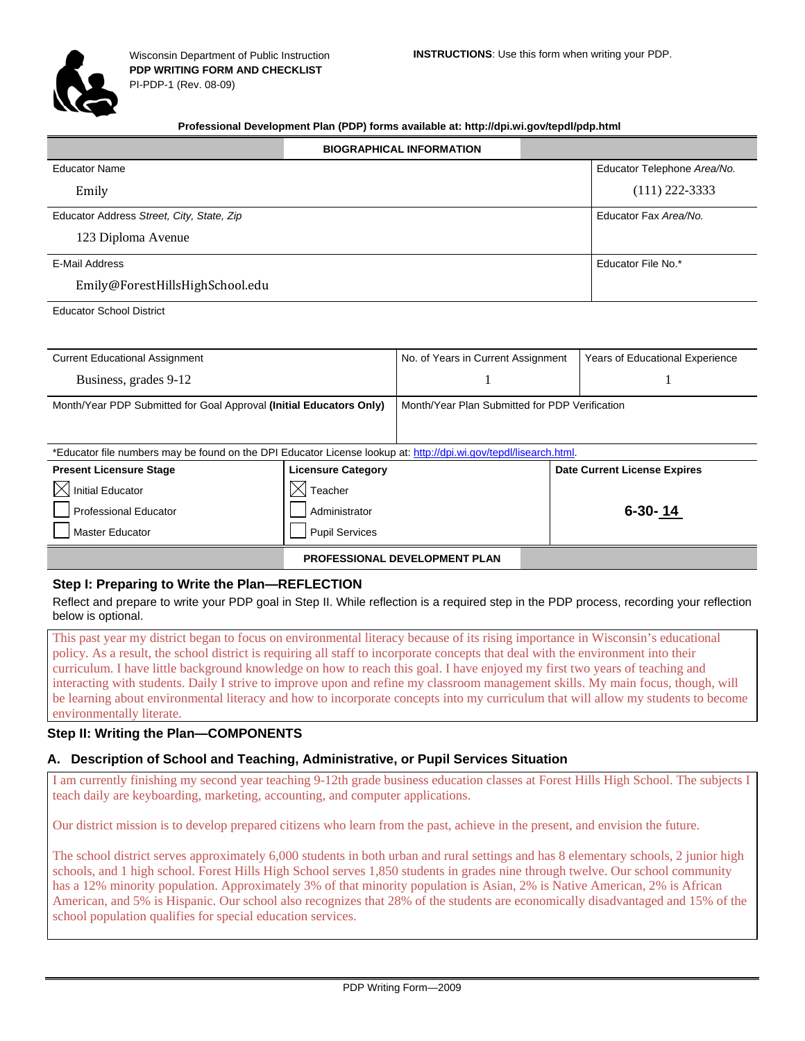Wisconsin Department of Public Instruction
**PDP WRITING FORM AND CHECKLIST**
PI-PDP-1 (Rev. 08-09)

**INSTRUCTIONS**: Use this form when writing your PDP.

**Professional Development Plan (PDP) forms available at: http://dpi.wi.gov/tepdl/pdp.html**

## BIOGRAPHICAL INFORMATION

| Educator Name | Educator Telephone *Area/No.* |
|---|---|
| Emily | (111) 222-3333 |
| Educator Address *Street, City, State, Zip* | Educator Fax *Area/No.* |
| 123 Diploma Avenue | |
| E-Mail Address | Educator File No.* |
| Emily@ForestHillsHighSchool.edu | |
| Educator School District | |

| Current Educational Assignment | No. of Years in Current Assignment | Years of Educational Experience |
|---|---|---|
| Business, grades 9-12 | 1 | 1 |

| Month/Year PDP Submitted for Goal Approval **(Initial Educators Only)** | Month/Year Plan Submitted for PDP Verification |
|---|---|
| | |

*Educator file numbers may be found on the DPI Educator License lookup at: http://dpi.wi.gov/tepdl/lisearch.html.

| **Present Licensure Stage** | **Licensure Category** | **Date Current License Expires** |
|---|---|---|
| ☒ Initial Educator | ☒ Teacher | |
| ☐ Professional Educator | ☐ Administrator | **6-30- 14** |
| ☐ Master Educator | ☐ Pupil Services | |

## PROFESSIONAL DEVELOPMENT PLAN

### Step I: Preparing to Write the Plan—REFLECTION

Reflect and prepare to write your PDP goal in Step II. While reflection is a required step in the PDP process, recording your reflection below is optional.

This past year my district began to focus on environmental literacy because of its rising importance in Wisconsin's educational policy. As a result, the school district is requiring all staff to incorporate concepts that deal with the environment into their curriculum. I have little background knowledge on how to reach this goal. I have enjoyed my first two years of teaching and interacting with students. Daily I strive to improve upon and refine my classroom management skills. My main focus, though, will be learning about environmental literacy and how to incorporate concepts into my curriculum that will allow my students to become environmentally literate.

### Step II: Writing the Plan—COMPONENTS

#### A. Description of School and Teaching, Administrative, or Pupil Services Situation

I am currently finishing my second year teaching 9-12th grade business education classes at Forest Hills High School. The subjects I teach daily are keyboarding, marketing, accounting, and computer applications.

Our district mission is to develop prepared citizens who learn from the past, achieve in the present, and envision the future.

The school district serves approximately 6,000 students in both urban and rural settings and has 8 elementary schools, 2 junior high schools, and 1 high school. Forest Hills High School serves 1,850 students in grades nine through twelve. Our school community has a 12% minority population. Approximately 3% of that minority population is Asian, 2% is Native American, 2% is African American, and 5% is Hispanic. Our school also recognizes that 28% of the students are economically disadvantaged and 15% of the school population qualifies for special education services.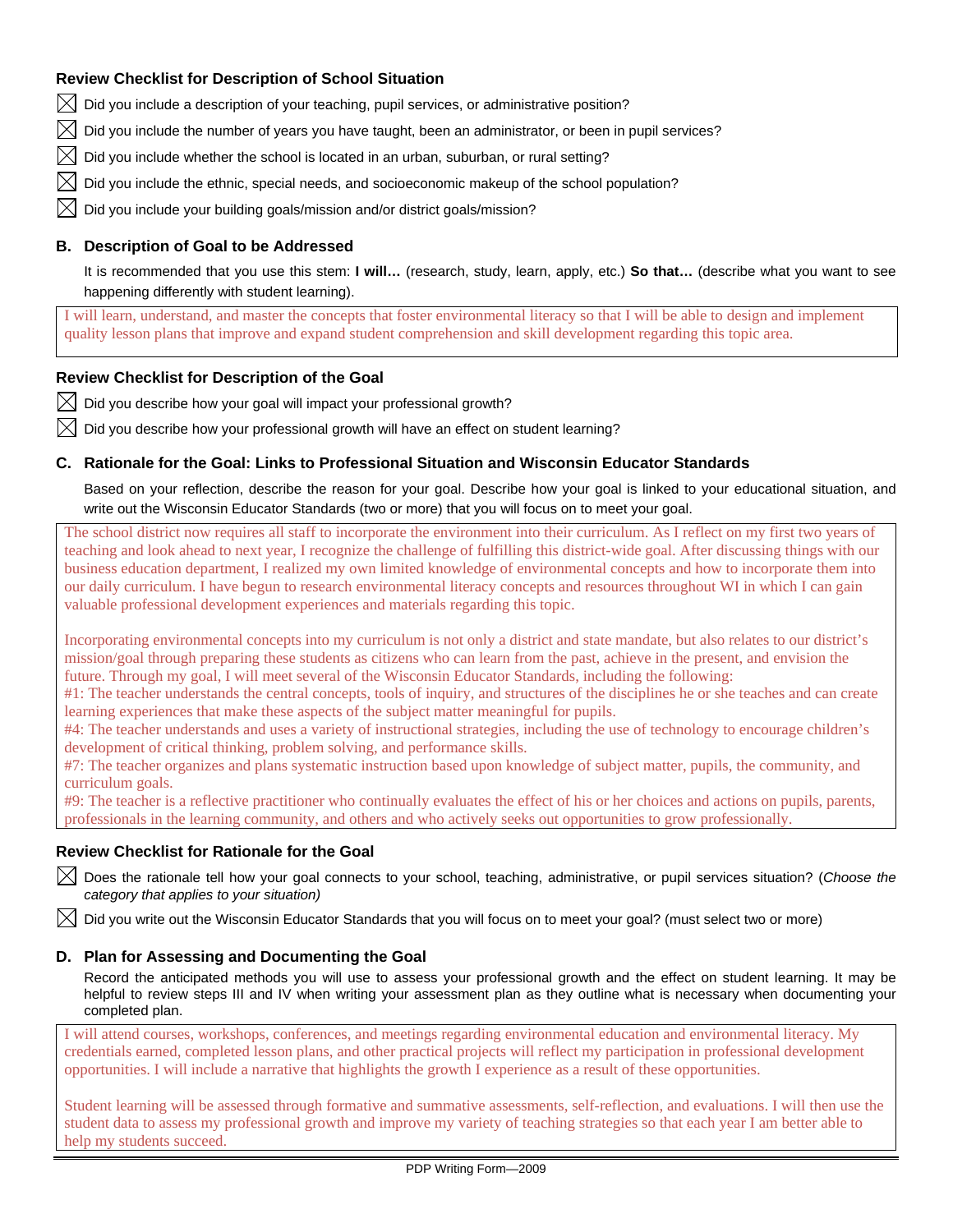### Review Checklist for Description of School Situation

- [x] Did you include a description of your teaching, pupil services, or administrative position?
- [x] Did you include the number of years you have taught, been an administrator, or been in pupil services?
- [x] Did you include whether the school is located in an urban, suburban, or rural setting?
- [x] Did you include the ethnic, special needs, and socioeconomic makeup of the school population?
- [x] Did you include your building goals/mission and/or district goals/mission?

### B. Description of Goal to be Addressed

It is recommended that you use this stem: **I will…** (research, study, learn, apply, etc.) **So that…** (describe what you want to see happening differently with student learning).

I will learn, understand, and master the concepts that foster environmental literacy so that I will be able to design and implement quality lesson plans that improve and expand student comprehension and skill development regarding this topic area.

### Review Checklist for Description of the Goal

- [x] Did you describe how your goal will impact your professional growth?
- [x] Did you describe how your professional growth will have an effect on student learning?

### C. Rationale for the Goal: Links to Professional Situation and Wisconsin Educator Standards

Based on your reflection, describe the reason for your goal. Describe how your goal is linked to your educational situation, and write out the Wisconsin Educator Standards (two or more) that you will focus on to meet your goal.

The school district now requires all staff to incorporate the environment into their curriculum. As I reflect on my first two years of teaching and look ahead to next year, I recognize the challenge of fulfilling this district-wide goal. After discussing things with our business education department, I realized my own limited knowledge of environmental concepts and how to incorporate them into our daily curriculum. I have begun to research environmental literacy concepts and resources throughout WI in which I can gain valuable professional development experiences and materials regarding this topic.

Incorporating environmental concepts into my curriculum is not only a district and state mandate, but also relates to our district's mission/goal through preparing these students as citizens who can learn from the past, achieve in the present, and envision the future. Through my goal, I will meet several of the Wisconsin Educator Standards, including the following:
#1: The teacher understands the central concepts, tools of inquiry, and structures of the disciplines he or she teaches and can create learning experiences that make these aspects of the subject matter meaningful for pupils.
#4: The teacher understands and uses a variety of instructional strategies, including the use of technology to encourage children's development of critical thinking, problem solving, and performance skills.
#7: The teacher organizes and plans systematic instruction based upon knowledge of subject matter, pupils, the community, and curriculum goals.
#9: The teacher is a reflective practitioner who continually evaluates the effect of his or her choices and actions on pupils, parents, professionals in the learning community, and others and who actively seeks out opportunities to grow professionally.

### Review Checklist for Rationale for the Goal

- [x] Does the rationale tell how your goal connects to your school, teaching, administrative, or pupil services situation? (*Choose the category that applies to your situation)*
- [x] Did you write out the Wisconsin Educator Standards that you will focus on to meet your goal? (must select two or more)

### D. Plan for Assessing and Documenting the Goal

Record the anticipated methods you will use to assess your professional growth and the effect on student learning. It may be helpful to review steps III and IV when writing your assessment plan as they outline what is necessary when documenting your completed plan.

I will attend courses, workshops, conferences, and meetings regarding environmental education and environmental literacy. My credentials earned, completed lesson plans, and other practical projects will reflect my participation in professional development opportunities. I will include a narrative that highlights the growth I experience as a result of these opportunities.

Student learning will be assessed through formative and summative assessments, self-reflection, and evaluations. I will then use the student data to assess my professional growth and improve my variety of teaching strategies so that each year I am better able to help my students succeed.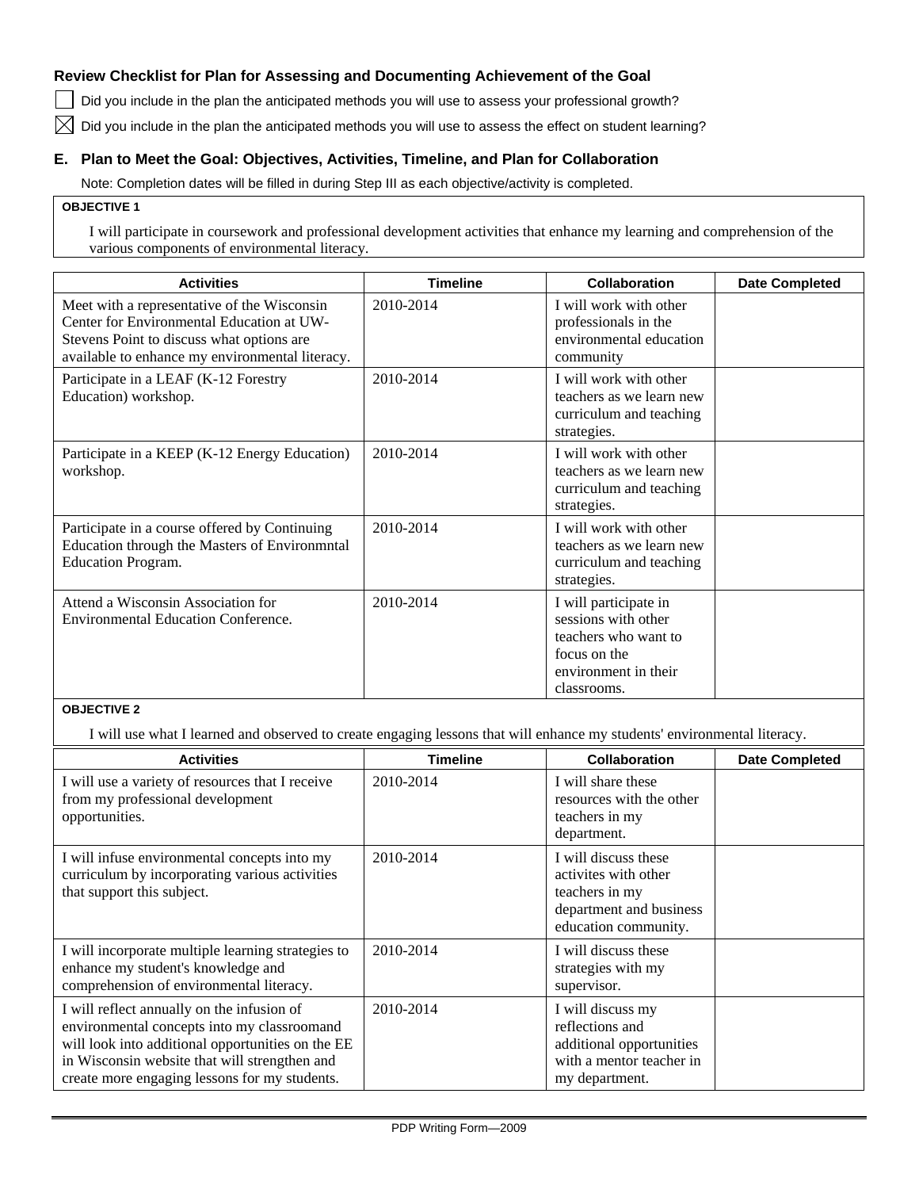### Review Checklist for Plan for Assessing and Documenting Achievement of the Goal

- [ ] Did you include in the plan the anticipated methods you will use to assess your professional growth?
- [x] Did you include in the plan the anticipated methods you will use to assess the effect on student learning?

### E. Plan to Meet the Goal: Objectives, Activities, Timeline, and Plan for Collaboration

Note: Completion dates will be filled in during Step III as each objective/activity is completed.

**OBJECTIVE 1**

I will participate in coursework and professional development activities that enhance my learning and comprehension of the various components of environmental literacy.

| Activities | Timeline | Collaboration | Date Completed |
|---|---|---|---|
| Meet with a representative of the Wisconsin Center for Environmental Education at UW-Stevens Point to discuss what options are available to enhance my environmental literacy. | 2010-2014 | I will work with other professionals in the environmental education community | |
| Participate in a LEAF (K-12 Forestry Education) workshop. | 2010-2014 | I will work with other teachers as we learn new curriculum and teaching strategies. | |
| Participate in a KEEP (K-12 Energy Education) workshop. | 2010-2014 | I will work with other teachers as we learn new curriculum and teaching strategies. | |
| Participate in a course offered by Continuing Education through the Masters of Environmntal Education Program. | 2010-2014 | I will work with other teachers as we learn new curriculum and teaching strategies. | |
| Attend a Wisconsin Association for Environmental Education Conference. | 2010-2014 | I will participate in sessions with other teachers who want to focus on the environment in their classrooms. | |

**OBJECTIVE 2**

I will use what I learned and observed to create engaging lessons that will enhance my students' environmental literacy.

| Activities | Timeline | Collaboration | Date Completed |
|---|---|---|---|
| I will use a variety of resources that I receive from my professional development opportunities. | 2010-2014 | I will share these resources with the other teachers in my department. | |
| I will infuse environmental concepts into my curriculum by incorporating various activities that support this subject. | 2010-2014 | I will discuss these activites with other teachers in my department and business education community. | |
| I will incorporate multiple learning strategies to enhance my student's knowledge and comprehension of environmental literacy. | 2010-2014 | I will discuss these strategies with my supervisor. | |
| I will reflect annually on the infusion of environmental concepts into my classroomand will look into additional opportunities on the EE in Wisconsin website that will strengthen and create more engaging lessons for my students. | 2010-2014 | I will discuss my reflections and additional opportunities with a mentor teacher in my department. | |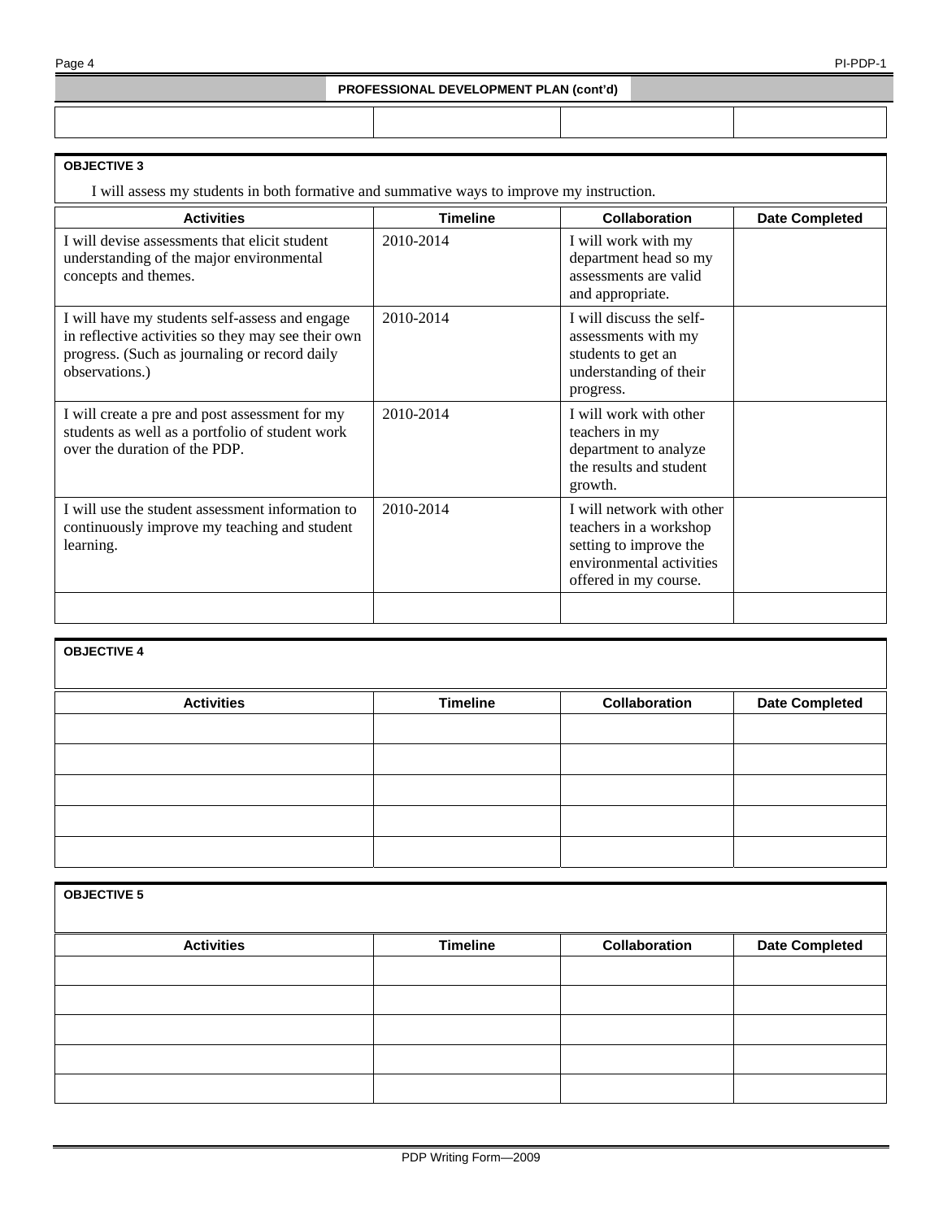## PROFESSIONAL DEVELOPMENT PLAN (cont'd)

| | | | |
|---|---|---|---|
| | | | |

**OBJECTIVE 3**

I will assess my students in both formative and summative ways to improve my instruction.

| Activities | Timeline | Collaboration | Date Completed |
|---|---|---|---|
| I will devise assessments that elicit student understanding of the major environmental concepts and themes. | 2010-2014 | I will work with my department head so my assessments are valid and appropriate. | |
| I will have my students self-assess and engage in reflective activities so they may see their own progress. (Such as journaling or record daily observations.) | 2010-2014 | I will discuss the self-assessments with my students to get an understanding of their progress. | |
| I will create a pre and post assessment for my students as well as a portfolio of student work over the duration of the PDP. | 2010-2014 | I will work with other teachers in my department to analyze the results and student growth. | |
| I will use the student assessment information to continuously improve my teaching and student learning. | 2010-2014 | I will network with other teachers in a workshop setting to improve the environmental activities offered in my course. | |
| | | | |

**OBJECTIVE 4**

| Activities | Timeline | Collaboration | Date Completed |
|---|---|---|---|
| | | | |
| | | | |
| | | | |
| | | | |
| | | | |

**OBJECTIVE 5**

| Activities | Timeline | Collaboration | Date Completed |
|---|---|---|---|
| | | | |
| | | | |
| | | | |
| | | | |
| | | | |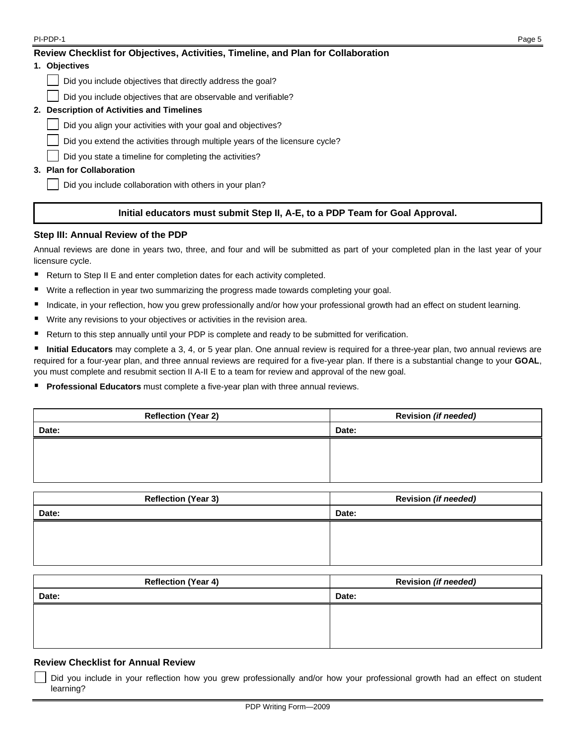## Review Checklist for Objectives, Activities, Timeline, and Plan for Collaboration

**1. Objectives**

- [ ] Did you include objectives that directly address the goal?
- [ ] Did you include objectives that are observable and verifiable?

**2. Description of Activities and Timelines**

- [ ] Did you align your activities with your goal and objectives?
- [ ] Did you extend the activities through multiple years of the licensure cycle?
- [ ] Did you state a timeline for completing the activities?

**3. Plan for Collaboration**

- [ ] Did you include collaboration with others in your plan?

**Initial educators must submit Step II, A-E, to a PDP Team for Goal Approval.**

### Step III: Annual Review of the PDP

Annual reviews are done in years two, three, and four and will be submitted as part of your completed plan in the last year of your licensure cycle.

- Return to Step II E and enter completion dates for each activity completed.
- Write a reflection in year two summarizing the progress made towards completing your goal.
- Indicate, in your reflection, how you grew professionally and/or how your professional growth had an effect on student learning.
- Write any revisions to your objectives or activities in the revision area.
- Return to this step annually until your PDP is complete and ready to be submitted for verification.
- **Initial Educators** may complete a 3, 4, or 5 year plan. One annual review is required for a three-year plan, two annual reviews are required for a four-year plan, and three annual reviews are required for a five-year plan. If there is a substantial change to your **GOAL**, you must complete and resubmit section II A-II E to a team for review and approval of the new goal.
- **Professional Educators** must complete a five-year plan with three annual reviews.

| Reflection (Year 2) | Revision *(if needed)* |
|---|---|
| Date: | Date: |
| | |

| Reflection (Year 3) | Revision *(if needed)* |
|---|---|
| Date: | Date: |
| | |

| Reflection (Year 4) | Revision *(if needed)* |
|---|---|
| Date: | Date: |
| | |

### Review Checklist for Annual Review

- [ ] Did you include in your reflection how you grew professionally and/or how your professional growth had an effect on student learning?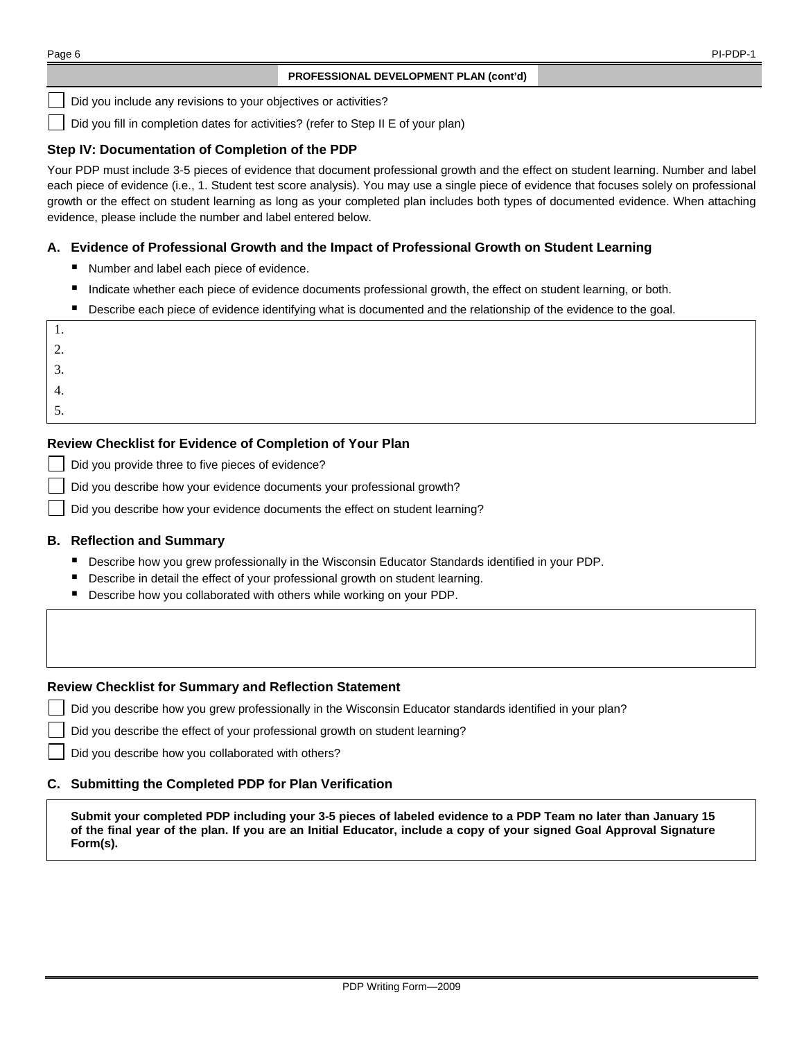**PROFESSIONAL DEVELOPMENT PLAN (cont'd)**

- ☐ Did you include any revisions to your objectives or activities?
- ☐ Did you fill in completion dates for activities? (refer to Step II E of your plan)

### Step IV: Documentation of Completion of the PDP

Your PDP must include 3-5 pieces of evidence that document professional growth and the effect on student learning. Number and label each piece of evidence (i.e., 1. Student test score analysis). You may use a single piece of evidence that focuses solely on professional growth or the effect on student learning as long as your completed plan includes both types of documented evidence. When attaching evidence, please include the number and label entered below.

#### A. Evidence of Professional Growth and the Impact of Professional Growth on Student Learning

- Number and label each piece of evidence.
- Indicate whether each piece of evidence documents professional growth, the effect on student learning, or both.
- Describe each piece of evidence identifying what is documented and the relationship of the evidence to the goal.

1.
2.
3.
4.
5.

### Review Checklist for Evidence of Completion of Your Plan

- ☐ Did you provide three to five pieces of evidence?
- ☐ Did you describe how your evidence documents your professional growth?
- ☐ Did you describe how your evidence documents the effect on student learning?

#### B. Reflection and Summary

- Describe how you grew professionally in the Wisconsin Educator Standards identified in your PDP.
- Describe in detail the effect of your professional growth on student learning.
- Describe how you collaborated with others while working on your PDP.

### Review Checklist for Summary and Reflection Statement

- ☐ Did you describe how you grew professionally in the Wisconsin Educator standards identified in your plan?
- ☐ Did you describe the effect of your professional growth on student learning?
- ☐ Did you describe how you collaborated with others?

#### C. Submitting the Completed PDP for Plan Verification

**Submit your completed PDP including your 3-5 pieces of labeled evidence to a PDP Team no later than January 15 of the final year of the plan. If you are an Initial Educator, include a copy of your signed Goal Approval Signature Form(s).**